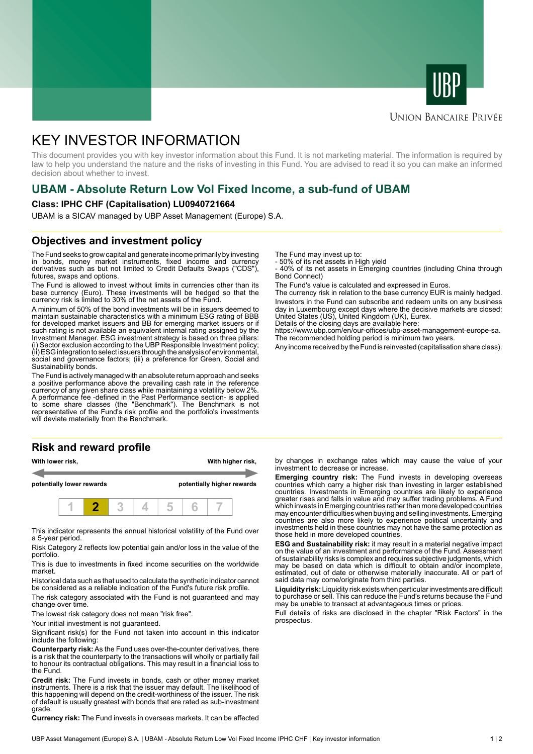UBP

UNION BANCAIRE PRIVÉE

# KEY INVESTOR INFORMATION

This document provides you with key investor information about this Fund. It is not marketing material. The information is required by law to help you understand the nature and the risks of investing in this Fund. You are advised to read it so you can make an informed decision about whether to invest.

## UBAM - Absolute Return Low Vol Fixed Income, a sub-fund of UBAM

**Class: IPHC CHF (Capitalisation) LU0940721664**

UBAM is a SICAV managed by UBP Asset Management (Europe) S.A.

## Objectives and investment policy

The Fund seeks to grow capital and generate income primarily by investing in bonds, money market instruments, fixed income and currency derivatives such as but not limited to Credit Defaults Swaps ("CDS"), futures, swaps and options.

The Fund is allowed to invest without limits in currencies other than its base currency (Euro). These investments will be hedged so that the currency risk is limited to 30% of the net assets of the Fund.

A minimum of 50% of the bond investments will be in issuers deemed to maintain sustainable characteristics with a minimum ESG rating of BBB for developed market issuers and BB for emerging market issuers or if such rating is not available an equivalent internal rating assigned by the Investment Manager. ESG investment strategy is based on three pillars: (i) Sector exclusion according to the UBP Responsible Investment policy; (ii) ESG integration to select issuers through the analysis of environmental, social and governance factors; (iii) a preference for Green, Social and Sustainability bonds.

The Fund is actively managed with an absolute return approach and seeks a positive performance above the prevailing cash rate in the reference currency of any given share class while maintaining a volatility below 2%. A performance fee -defined in the Past Performance section- is applied to some share classes (the "Benchmark"). The Benchmark is not representative of the Fund's risk profile and the portfolio's investments will deviate materially from the Benchmark.

The Fund may invest up to:
- 50% of its net assets in High yield
- 40% of its net assets in Emerging countries (including China through Bond Connect)

The Fund's value is calculated and expressed in Euros.
The currency risk in relation to the base currency EUR is mainly hedged.

Investors in the Fund can subscribe and redeem units on any business day in Luxembourg except days where the decisive markets are closed: United States (US), United Kingdom (UK), Eurex.
Details of the closing days are available here:
https://www.ubp.com/en/our-offices/ubp-asset-management-europe-sa.
The recommended holding period is minimum two years.

Any income received by the Fund is reinvested (capitalisation share class).

## Risk and reward profile

**With lower risk,** **potentially lower rewards** — **With higher risk,** **potentially higher rewards**

| 1 | **2** | 3 | 4 | 5 | 6 | 7 |
|---|---|---|---|---|---|---|

This indicator represents the annual historical volatility of the Fund over a 5-year period.

Risk Category 2 reflects low potential gain and/or loss in the value of the portfolio.

This is due to investments in fixed income securities on the worldwide market.

Historical data such as that used to calculate the synthetic indicator cannot be considered as a reliable indication of the Fund's future risk profile.

The risk category associated with the Fund is not guaranteed and may change over time.

The lowest risk category does not mean "risk free".

Your initial investment is not guaranteed.

Significant risk(s) for the Fund not taken into account in this indicator include the following:

**Counterparty risk:** As the Fund uses over-the-counter derivatives, there is a risk that the counterparty to the transactions will wholly or partially fail to honour its contractual obligations. This may result in a financial loss to the Fund.

**Credit risk:** The Fund invests in bonds, cash or other money market instruments. There is a risk that the issuer may default. The likelihood of this happening will depend on the credit-worthiness of the issuer. The risk of default is usually greatest with bonds that are rated as sub-investment grade.

**Currency risk:** The Fund invests in overseas markets. It can be affected by changes in exchange rates which may cause the value of your investment to decrease or increase.

**Emerging country risk:** The Fund invests in developing overseas countries which carry a higher risk than investing in larger established countries. Investments in Emerging countries are likely to experience greater rises and falls in value and may suffer trading problems. A Fund which invests in Emerging countries rather than more developed countries may encounter difficulties when buying and selling investments. Emerging countries are also more likely to experience political uncertainty and investments held in these countries may not have the same protection as those held in more developed countries.

**ESG and Sustainability risk:** it may result in a material negative impact on the value of an investment and performance of the Fund. Assessment of sustainability risks is complex and requires subjective judgments, which may be based on data which is difficult to obtain and/or incomplete, estimated, out of date or otherwise materially inaccurate. All or part of said data may come/originate from third parties.

**Liquidity risk:** Liquidity risk exists when particular investments are difficult to purchase or sell. This can reduce the Fund's returns because the Fund may be unable to transact at advantageous times or prices.

Full details of risks are disclosed in the chapter "Risk Factors" in the prospectus.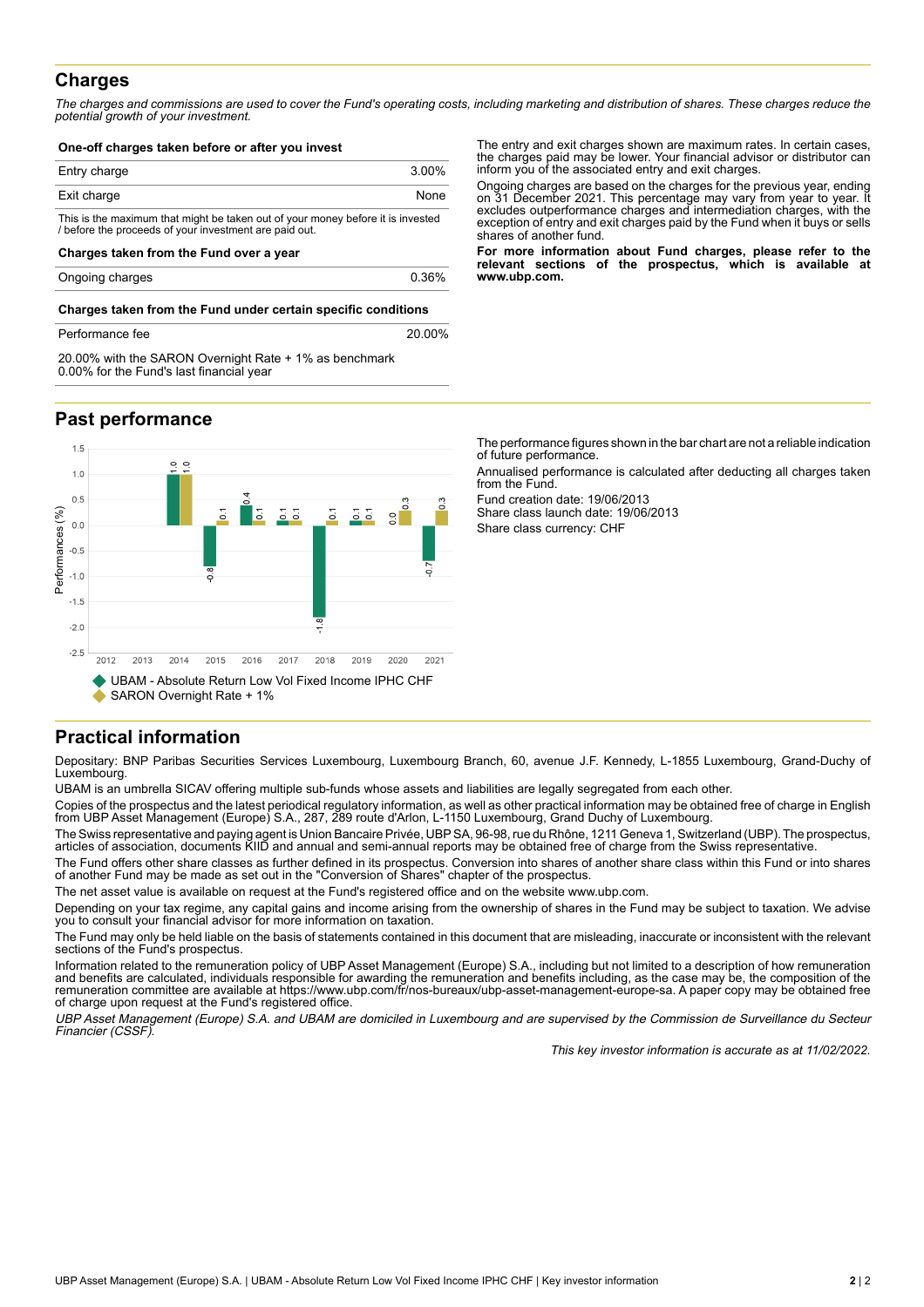## Charges

*The charges and commissions are used to cover the Fund's operating costs, including marketing and distribution of shares. These charges reduce the potential growth of your investment.*

| One-off charges taken before or after you invest | |
|---|---|
| Entry charge | 3.00% |
| Exit charge | None |

This is the maximum that might be taken out of your money before it is invested / before the proceeds of your investment are paid out.

| Charges taken from the Fund over a year | |
|---|---|
| Ongoing charges | 0.36% |

| Charges taken from the Fund under certain specific conditions | |
|---|---|
| Performance fee | 20.00% |

20.00% with the SARON Overnight Rate + 1% as benchmark
0.00% for the Fund's last financial year

The entry and exit charges shown are maximum rates. In certain cases, the charges paid may be lower. Your financial advisor or distributor can inform you of the associated entry and exit charges.

Ongoing charges are based on the charges for the previous year, ending on 31 December 2021. This percentage may vary from year to year. It excludes outperformance charges and intermediation charges, with the exception of entry and exit charges paid by the Fund when it buys or sells shares of another fund.

**For more information about Fund charges, please refer to the relevant sections of the prospectus, which is available at www.ubp.com.**

## Past performance

Performances (%)
1.5
1.0
0.5
0.0
-0.5
-1.0
-1.5
-2.0
-2.5
2012 2013 2014 2015 2016 2017 2018 2019 2020 2021
1.0 1.0 -0.8 0.1 0.4 0.1 0.1 0.1 -1.8 0.1 0.1 0.1 0.0 0.3 -0.7 0.3

UBAM - Absolute Return Low Vol Fixed Income IPHC CHF
SARON Overnight Rate + 1%

The performance figures shown in the bar chart are not a reliable indication of future performance.

Annualised performance is calculated after deducting all charges taken from the Fund.

Fund creation date: 19/06/2013
Share class launch date: 19/06/2013
Share class currency: CHF

## Practical information

Depositary: BNP Paribas Securities Services Luxembourg, Luxembourg Branch, 60, avenue J.F. Kennedy, L-1855 Luxembourg, Grand-Duchy of Luxembourg.

UBAM is an umbrella SICAV offering multiple sub-funds whose assets and liabilities are legally segregated from each other.

Copies of the prospectus and the latest periodical regulatory information, as well as other practical information may be obtained free of charge in English from UBP Asset Management (Europe) S.A., 287, 289 route d'Arlon, L-1150 Luxembourg, Grand Duchy of Luxembourg.

The Swiss representative and paying agent is Union Bancaire Privée, UBP SA, 96-98, rue du Rhône, 1211 Geneva 1, Switzerland (UBP). The prospectus, articles of association, documents KIID and annual and semi-annual reports may be obtained free of charge from the Swiss representative.

The Fund offers other share classes as further defined in its prospectus. Conversion into shares of another share class within this Fund or into shares of another Fund may be made as set out in the "Conversion of Shares" chapter of the prospectus.

The net asset value is available on request at the Fund's registered office and on the website www.ubp.com.

Depending on your tax regime, any capital gains and income arising from the ownership of shares in the Fund may be subject to taxation. We advise you to consult your financial advisor for more information on taxation.

The Fund may only be held liable on the basis of statements contained in this document that are misleading, inaccurate or inconsistent with the relevant sections of the Fund's prospectus.

Information related to the remuneration policy of UBP Asset Management (Europe) S.A., including but not limited to a description of how remuneration and benefits are calculated, individuals responsible for awarding the remuneration and benefits including, as the case may be, the composition of the remuneration committee are available at https://www.ubp.com/fr/nos-bureaux/ubp-asset-management-europe-sa. A paper copy may be obtained free of charge upon request at the Fund's registered office.

*UBP Asset Management (Europe) S.A. and UBAM are domiciled in Luxembourg and are supervised by the Commission de Surveillance du Secteur Financier (CSSF).*

*This key investor information is accurate as at 11/02/2022.*